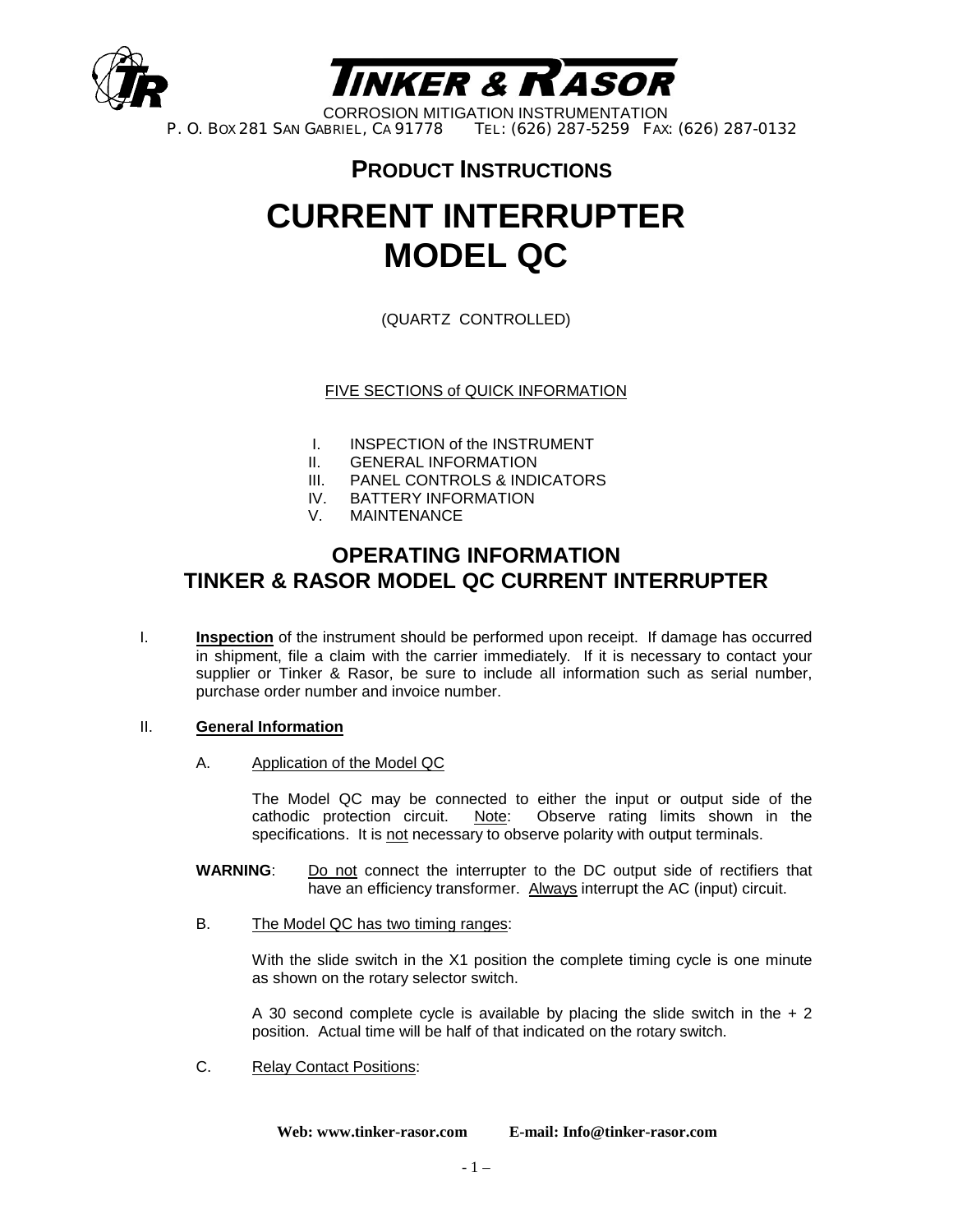# TINKER & RASOR

CORROSION MITIGATION INSTRUMENTATION
P. O. BOX 281 SAN GABRIEL, CA 91778 TEL: (626) 287-5259 FAX: (626) 287-0132

## PRODUCT INSTRUCTIONS

# CURRENT INTERRUPTER MODEL QC

(QUARTZ CONTROLLED)

FIVE SECTIONS of QUICK INFORMATION

I. INSPECTION of the INSTRUMENT
II. GENERAL INFORMATION
III. PANEL CONTROLS & INDICATORS
IV. BATTERY INFORMATION
V. MAINTENANCE

## OPERATING INFORMATION
## TINKER & RASOR MODEL QC CURRENT INTERRUPTER

I. **Inspection** of the instrument should be performed upon receipt. If damage has occurred in shipment, file a claim with the carrier immediately. If it is necessary to contact your supplier or Tinker & Rasor, be sure to include all information such as serial number, purchase order number and invoice number.

II. **General Information**

A. Application of the Model QC

The Model QC may be connected to either the input or output side of the cathodic protection circuit. Note: Observe rating limits shown in the specifications. It is not necessary to observe polarity with output terminals.

**WARNING**: Do not connect the interrupter to the DC output side of rectifiers that have an efficiency transformer. Always interrupt the AC (input) circuit.

B. The Model QC has two timing ranges:

With the slide switch in the X1 position the complete timing cycle is one minute as shown on the rotary selector switch.

A 30 second complete cycle is available by placing the slide switch in the + 2 position. Actual time will be half of that indicated on the rotary switch.

C. Relay Contact Positions:

**Web: www.tinker-rasor.com E-mail: Info@tinker-rasor.com**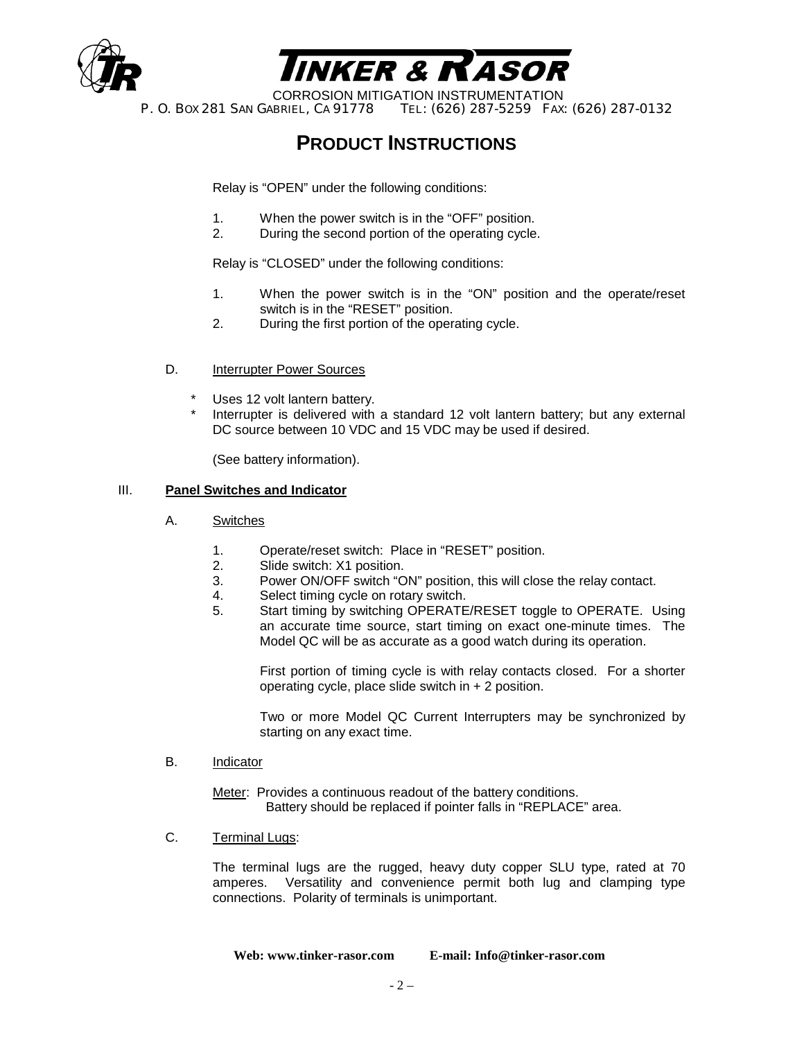# PRODUCT INSTRUCTIONS

Relay is "OPEN" under the following conditions:

1. When the power switch is in the "OFF" position.
2. During the second portion of the operating cycle.

Relay is "CLOSED" under the following conditions:

1. When the power switch is in the "ON" position and the operate/reset switch is in the "RESET" position.
2. During the first portion of the operating cycle.

D. Interrupter Power Sources

* Uses 12 volt lantern battery.
* Interrupter is delivered with a standard 12 volt lantern battery; but any external DC source between 10 VDC and 15 VDC may be used if desired.

(See battery information).

## III. Panel Switches and Indicator

A. Switches

1. Operate/reset switch: Place in "RESET" position.
2. Slide switch: X1 position.
3. Power ON/OFF switch "ON" position, this will close the relay contact.
4. Select timing cycle on rotary switch.
5. Start timing by switching OPERATE/RESET toggle to OPERATE. Using an accurate time source, start timing on exact one-minute times. The Model QC will be as accurate as a good watch during its operation.

   First portion of timing cycle is with relay contacts closed. For a shorter operating cycle, place slide switch in + 2 position.

   Two or more Model QC Current Interrupters may be synchronized by starting on any exact time.

B. Indicator

Meter: Provides a continuous readout of the battery conditions.
Battery should be replaced if pointer falls in "REPLACE" area.

C. Terminal Lugs:

The terminal lugs are the rugged, heavy duty copper SLU type, rated at 70 amperes. Versatility and convenience permit both lug and clamping type connections. Polarity of terminals is unimportant.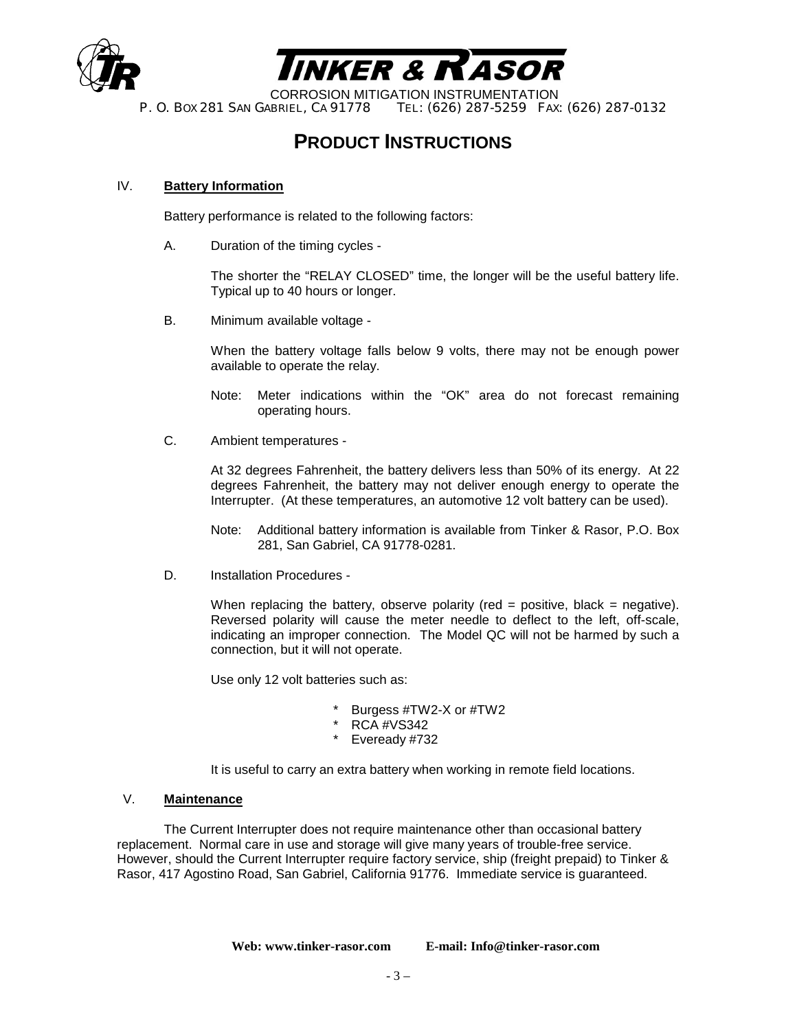# PRODUCT INSTRUCTIONS

## IV. Battery Information

Battery performance is related to the following factors:

A. Duration of the timing cycles -

The shorter the "RELAY CLOSED" time, the longer will be the useful battery life. Typical up to 40 hours or longer.

B. Minimum available voltage -

When the battery voltage falls below 9 volts, there may not be enough power available to operate the relay.

Note: Meter indications within the "OK" area do not forecast remaining operating hours.

C. Ambient temperatures -

At 32 degrees Fahrenheit, the battery delivers less than 50% of its energy. At 22 degrees Fahrenheit, the battery may not deliver enough energy to operate the Interrupter. (At these temperatures, an automotive 12 volt battery can be used).

Note: Additional battery information is available from Tinker & Rasor, P.O. Box 281, San Gabriel, CA 91778-0281.

D. Installation Procedures -

When replacing the battery, observe polarity (red = positive, black = negative). Reversed polarity will cause the meter needle to deflect to the left, off-scale, indicating an improper connection. The Model QC will not be harmed by such a connection, but it will not operate.

Use only 12 volt batteries such as:

- Burgess #TW2-X or #TW2
- RCA #VS342
- Eveready #732

It is useful to carry an extra battery when working in remote field locations.

## V. Maintenance

The Current Interrupter does not require maintenance other than occasional battery replacement. Normal care in use and storage will give many years of trouble-free service. However, should the Current Interrupter require factory service, ship (freight prepaid) to Tinker & Rasor, 417 Agostino Road, San Gabriel, California 91776. Immediate service is guaranteed.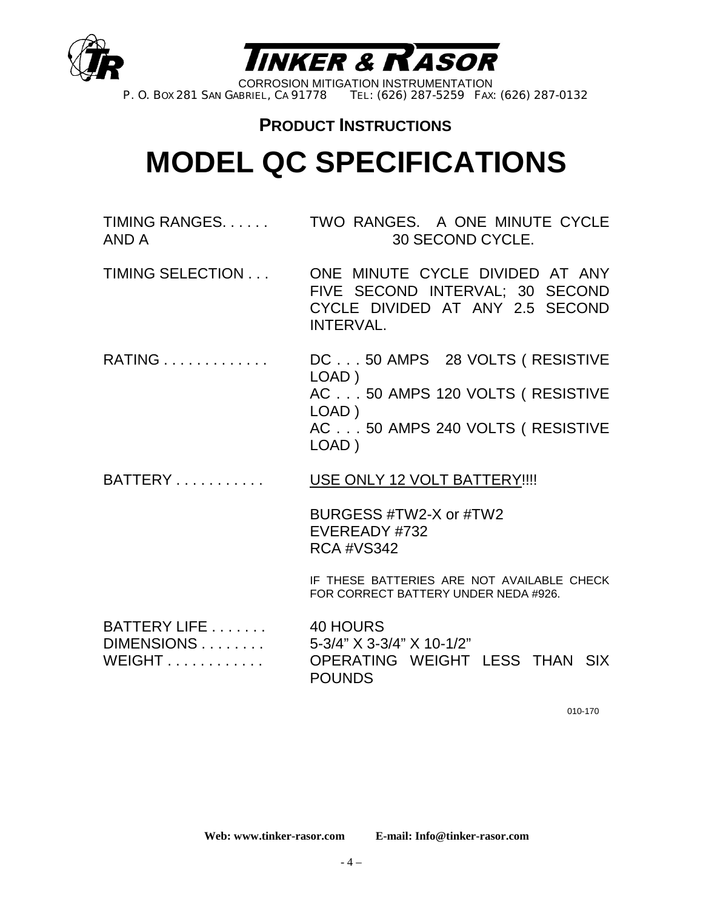TINKER & RASOR

CORROSION MITIGATION INSTRUMENTATION

P. O. BOX 281 SAN GABRIEL, CA 91778 TEL: (626) 287-5259 FAX: (626) 287-0132

**PRODUCT INSTRUCTIONS**

# MODEL QC SPECIFICATIONS

| | |
|---|---|
| TIMING RANGES. . . . . . | TWO RANGES. A ONE MINUTE CYCLE AND A 30 SECOND CYCLE. |
| TIMING SELECTION . . . | ONE MINUTE CYCLE DIVIDED AT ANY FIVE SECOND INTERVAL; 30 SECOND CYCLE DIVIDED AT ANY 2.5 SECOND INTERVAL. |
| RATING . . . . . . . . . . . . . | DC . . . 50 AMPS 28 VOLTS ( RESISTIVE LOAD )<br>AC . . . 50 AMPS 120 VOLTS ( RESISTIVE LOAD )<br>AC . . . 50 AMPS 240 VOLTS ( RESISTIVE LOAD ) |
| BATTERY . . . . . . . . . . . | <u>USE ONLY 12 VOLT BATTERY</u>!!!!<br><br>BURGESS #TW2-X or #TW2<br>EVEREADY #732<br>RCA #VS342<br><br>IF THESE BATTERIES ARE NOT AVAILABLE CHECK FOR CORRECT BATTERY UNDER NEDA #926. |
| BATTERY LIFE . . . . . . . | 40 HOURS |
| DIMENSIONS . . . . . . . . | 5-3/4" X 3-3/4" X 10-1/2" |
| WEIGHT . . . . . . . . . . . . | OPERATING WEIGHT LESS THAN SIX POUNDS |

010-170

**Web: www.tinker-rasor.com E-mail: Info@tinker-rasor.com**